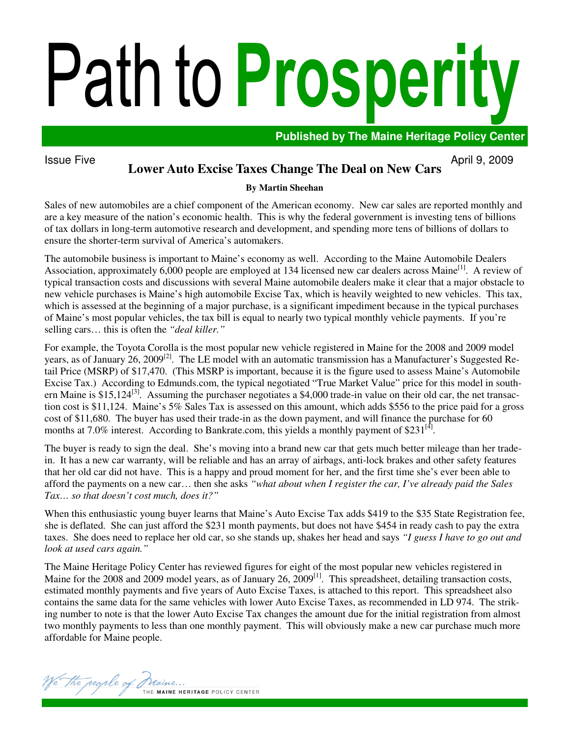# Path to Prosperity

**Published by The Maine Heritage Policy Center**

Issue Five

April 9, 2009

## Lower Auto Excise Taxes Change The Deal on New Cars

**By Martin Sheehan**

Sales of new automobiles are a chief component of the American economy. New car sales are reported monthly and are a key measure of the nation's economic health. This is why the federal government is investing tens of billions of tax dollars in long-term automotive research and development, and spending more tens of billions of dollars to ensure the shorter-term survival of America's automakers.

The automobile business is important to Maine's economy as well. According to the Maine Automobile Dealers Association, approximately 6,000 people are employed at 134 licensed new car dealers across Maine[1]. A review of typical transaction costs and discussions with several Maine automobile dealers make it clear that a major obstacle to new vehicle purchases is Maine's high automobile Excise Tax, which is heavily weighted to new vehicles. This tax, which is assessed at the beginning of a major purchase, is a significant impediment because in the typical purchases of Maine's most popular vehicles, the tax bill is equal to nearly two typical monthly vehicle payments. If you're selling cars… this is often the *"deal killer."*

For example, the Toyota Corolla is the most popular new vehicle registered in Maine for the 2008 and 2009 model years, as of January 26, 2009[2]. The LE model with an automatic transmission has a Manufacturer's Suggested Retail Price (MSRP) of $17,470. (This MSRP is important, because it is the figure used to assess Maine's Automobile Excise Tax.) According to Edmunds.com, the typical negotiated "True Market Value" price for this model in southern Maine is $15,124[3]. Assuming the purchaser negotiates a $4,000 trade-in value on their old car, the net transaction cost is $11,124. Maine's 5% Sales Tax is assessed on this amount, which adds $556 to the price paid for a gross cost of $11,680. The buyer has used their trade-in as the down payment, and will finance the purchase for 60 months at 7.0% interest. According to Bankrate.com, this yields a monthly payment of $231[4].

The buyer is ready to sign the deal. She's moving into a brand new car that gets much better mileage than her trade-in. It has a new car warranty, will be reliable and has an array of airbags, anti-lock brakes and other safety features that her old car did not have. This is a happy and proud moment for her, and the first time she's ever been able to afford the payments on a new car… then she asks *"what about when I register the car, I've already paid the Sales Tax… so that doesn't cost much, does it?"*

When this enthusiastic young buyer learns that Maine's Auto Excise Tax adds $419 to the $35 State Registration fee, she is deflated. She can just afford the $231 month payments, but does not have $454 in ready cash to pay the extra taxes. She does need to replace her old car, so she stands up, shakes her head and says *"I guess I have to go out and look at used cars again."*

The Maine Heritage Policy Center has reviewed figures for eight of the most popular new vehicles registered in Maine for the 2008 and 2009 model years, as of January 26, 2009[1]. This spreadsheet, detailing transaction costs, estimated monthly payments and five years of Auto Excise Taxes, is attached to this report. This spreadsheet also contains the same data for the same vehicles with lower Auto Excise Taxes, as recommended in LD 974. The striking number to note is that the lower Auto Excise Tax changes the amount due for the initial registration from almost two monthly payments to less than one monthly payment. This will obviously make a new car purchase much more affordable for Maine people.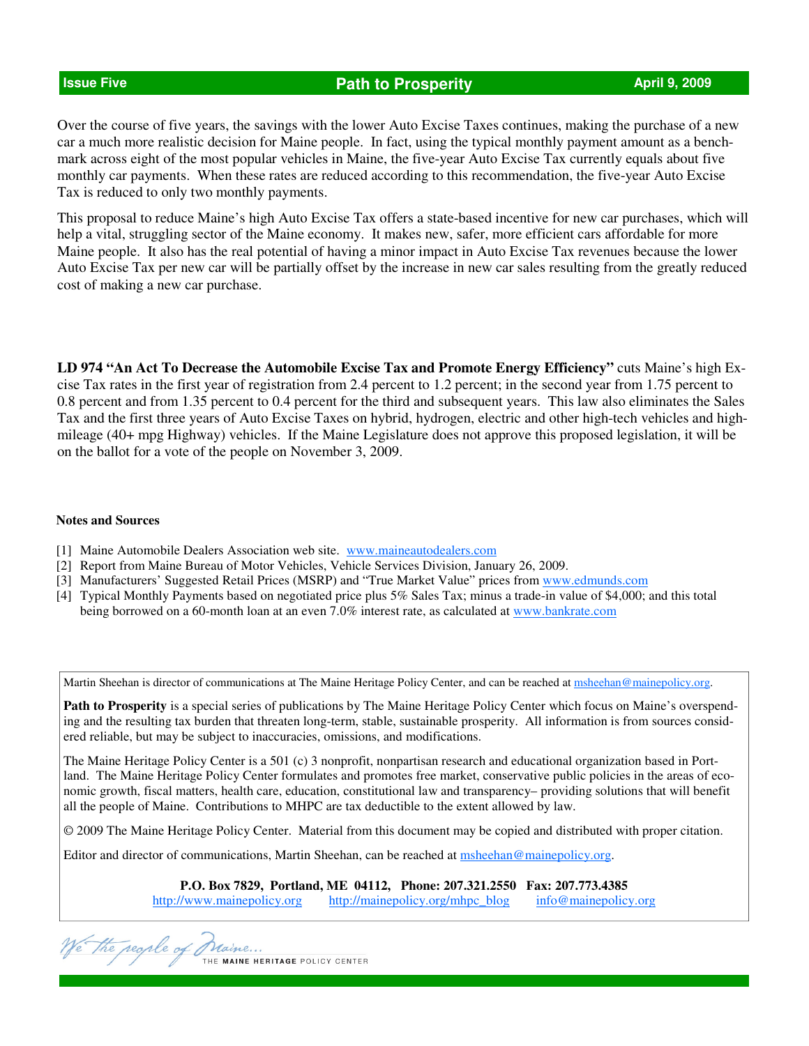Over the course of five years, the savings with the lower Auto Excise Taxes continues, making the purchase of a new car a much more realistic decision for Maine people. In fact, using the typical monthly payment amount as a benchmark across eight of the most popular vehicles in Maine, the five-year Auto Excise Tax currently equals about five monthly car payments. When these rates are reduced according to this recommendation, the five-year Auto Excise Tax is reduced to only two monthly payments.

This proposal to reduce Maine's high Auto Excise Tax offers a state-based incentive for new car purchases, which will help a vital, struggling sector of the Maine economy. It makes new, safer, more efficient cars affordable for more Maine people. It also has the real potential of having a minor impact in Auto Excise Tax revenues because the lower Auto Excise Tax per new car will be partially offset by the increase in new car sales resulting from the greatly reduced cost of making a new car purchase.

**LD 974 "An Act To Decrease the Automobile Excise Tax and Promote Energy Efficiency"** cuts Maine's high Excise Tax rates in the first year of registration from 2.4 percent to 1.2 percent; in the second year from 1.75 percent to 0.8 percent and from 1.35 percent to 0.4 percent for the third and subsequent years. This law also eliminates the Sales Tax and the first three years of Auto Excise Taxes on hybrid, hydrogen, electric and other high-tech vehicles and high-mileage (40+ mpg Highway) vehicles. If the Maine Legislature does not approve this proposed legislation, it will be on the ballot for a vote of the people on November 3, 2009.

**Notes and Sources**

[1] Maine Automobile Dealers Association web site. www.maineautodealers.com
[2] Report from Maine Bureau of Motor Vehicles, Vehicle Services Division, January 26, 2009.
[3] Manufacturers' Suggested Retail Prices (MSRP) and "True Market Value" prices from www.edmunds.com
[4] Typical Monthly Payments based on negotiated price plus 5% Sales Tax; minus a trade-in value of $4,000; and this total being borrowed on a 60-month loan at an even 7.0% interest rate, as calculated at www.bankrate.com

Martin Sheehan is director of communications at The Maine Heritage Policy Center, and can be reached at msheehan@mainepolicy.org.

**Path to Prosperity** is a special series of publications by The Maine Heritage Policy Center which focus on Maine's overspending and the resulting tax burden that threaten long-term, stable, sustainable prosperity. All information is from sources considered reliable, but may be subject to inaccuracies, omissions, and modifications.

The Maine Heritage Policy Center is a 501 (c) 3 nonprofit, nonpartisan research and educational organization based in Portland. The Maine Heritage Policy Center formulates and promotes free market, conservative public policies in the areas of economic growth, fiscal matters, health care, education, constitutional law and transparency– providing solutions that will benefit all the people of Maine. Contributions to MHPC are tax deductible to the extent allowed by law.

© 2009 The Maine Heritage Policy Center. Material from this document may be copied and distributed with proper citation.

Editor and director of communications, Martin Sheehan, can be reached at msheehan@mainepolicy.org.

**P.O. Box 7829, Portland, ME 04112, Phone: 207.321.2550 Fax: 207.773.4385**
http://www.mainepolicy.org http://mainepolicy.org/mhpc_blog info@mainepolicy.org

We the people of Maine... THE MAINE HERITAGE POLICY CENTER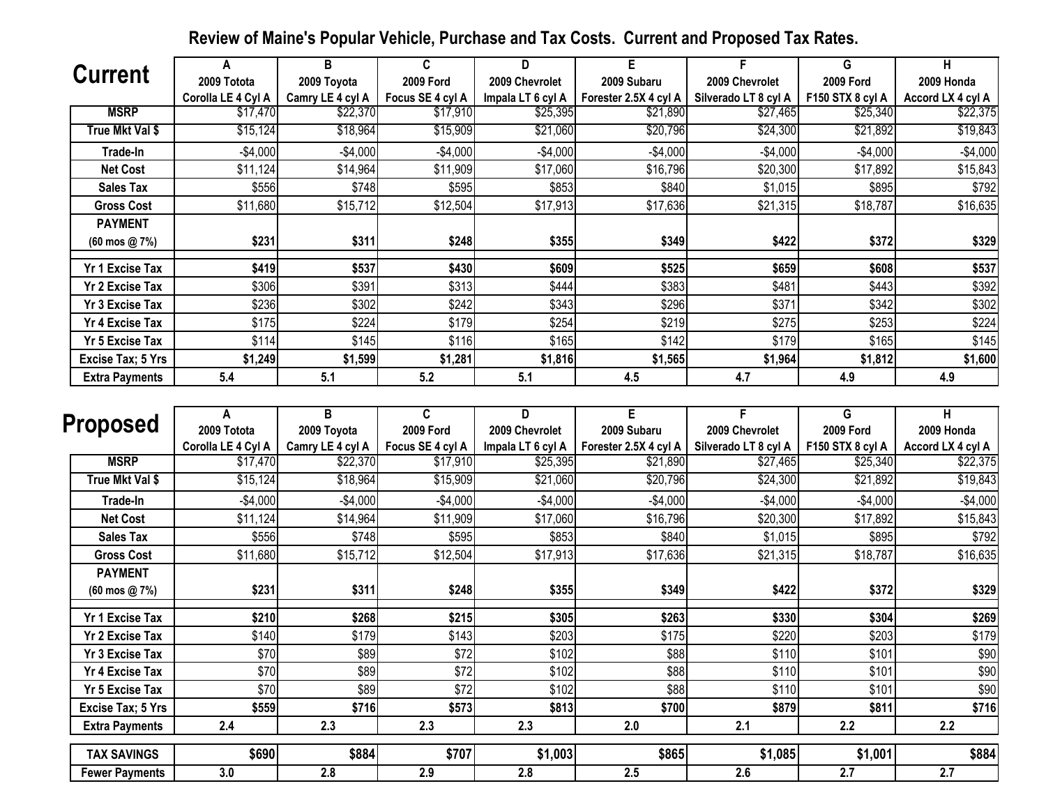# Review of Maine's Popular Vehicle, Purchase and Tax Costs. Current and Proposed Tax Rates.

## Current

| | A<br>2009 Totota<br>Corolla LE 4 Cyl A | B<br>2009 Toyota<br>Camry LE 4 cyl A | C<br>2009 Ford<br>Focus SE 4 cyl A | D<br>2009 Chevrolet<br>Impala LT 6 cyl A | E<br>2009 Subaru<br>Forester 2.5X 4 cyl A | F<br>2009 Chevrolet<br>Silverado LT 8 cyl A | G<br>2009 Ford<br>F150 STX 8 cyl A | H<br>2009 Honda<br>Accord LX 4 cyl A |
|---|---|---|---|---|---|---|---|---|
| MSRP | $17,470 | $22,370 | $17,910 | $25,395 | $21,890 | $27,465 | $25,340 | $22,375 |
| True Mkt Val $ | $15,124 | $18,964 | $15,909 | $21,060 | $20,796 | $24,300 | $21,892 | $19,843 |
| Trade-In | -$4,000 | -$4,000 | -$4,000 | -$4,000 | -$4,000 | -$4,000 | -$4,000 | -$4,000 |
| Net Cost | $11,124 | $14,964 | $11,909 | $17,060 | $16,796 | $20,300 | $17,892 | $15,843 |
| Sales Tax | $556 | $748 | $595 | $853 | $840 | $1,015 | $895 | $792 |
| Gross Cost | $11,680 | $15,712 | $12,504 | $17,913 | $17,636 | $21,315 | $18,787 | $16,635 |
| PAYMENT (60 mos @ 7%) | **$231** | **$311** | **$248** | **$355** | **$349** | **$422** | **$372** | **$329** |
| Yr 1 Excise Tax | **$419** | **$537** | **$430** | **$609** | **$525** | **$659** | **$608** | **$537** |
| Yr 2 Excise Tax | $306 | $391 | $313 | $444 | $383 | $481 | $443 | $392 |
| Yr 3 Excise Tax | $236 | $302 | $242 | $343 | $296 | $371 | $342 | $302 |
| Yr 4 Excise Tax | $175 | $224 | $179 | $254 | $219 | $275 | $253 | $224 |
| Yr 5 Excise Tax | $114 | $145 | $116 | $165 | $142 | $179 | $165 | $145 |
| Excise Tax; 5 Yrs | **$1,249** | **$1,599** | **$1,281** | **$1,816** | **$1,565** | **$1,964** | **$1,812** | **$1,600** |
| Extra Payments | 5.4 | 5.1 | 5.2 | 5.1 | 4.5 | 4.7 | 4.9 | 4.9 |

## Proposed

| | A<br>2009 Totota<br>Corolla LE 4 Cyl A | B<br>2009 Toyota<br>Camry LE 4 cyl A | C<br>2009 Ford<br>Focus SE 4 cyl A | D<br>2009 Chevrolet<br>Impala LT 6 cyl A | E<br>2009 Subaru<br>Forester 2.5X 4 cyl A | F<br>2009 Chevrolet<br>Silverado LT 8 cyl A | G<br>2009 Ford<br>F150 STX 8 cyl A | H<br>2009 Honda<br>Accord LX 4 cyl A |
|---|---|---|---|---|---|---|---|---|
| MSRP | $17,470 | $22,370 | $17,910 | $25,395 | $21,890 | $27,465 | $25,340 | $22,375 |
| True Mkt Val $ | $15,124 | $18,964 | $15,909 | $21,060 | $20,796 | $24,300 | $21,892 | $19,843 |
| Trade-In | -$4,000 | -$4,000 | -$4,000 | -$4,000 | -$4,000 | -$4,000 | -$4,000 | -$4,000 |
| Net Cost | $11,124 | $14,964 | $11,909 | $17,060 | $16,796 | $20,300 | $17,892 | $15,843 |
| Sales Tax | $556 | $748 | $595 | $853 | $840 | $1,015 | $895 | $792 |
| Gross Cost | $11,680 | $15,712 | $12,504 | $17,913 | $17,636 | $21,315 | $18,787 | $16,635 |
| PAYMENT (60 mos @ 7%) | **$231** | **$311** | **$248** | **$355** | **$349** | **$422** | **$372** | **$329** |
| Yr 1 Excise Tax | **$210** | **$268** | **$215** | **$305** | **$263** | **$330** | **$304** | **$269** |
| Yr 2 Excise Tax | $140 | $179 | $143 | $203 | $175 | $220 | $203 | $179 |
| Yr 3 Excise Tax | $70 | $89 | $72 | $102 | $88 | $110 | $101 | $90 |
| Yr 4 Excise Tax | $70 | $89 | $72 | $102 | $88 | $110 | $101 | $90 |
| Yr 5 Excise Tax | $70 | $89 | $72 | $102 | $88 | $110 | $101 | $90 |
| Excise Tax; 5 Yrs | **$559** | **$716** | **$573** | **$813** | **$700** | **$879** | **$811** | **$716** |
| Extra Payments | 2.4 | 2.3 | 2.3 | 2.3 | 2.0 | 2.1 | 2.2 | 2.2 |
| TAX SAVINGS | **$690** | **$884** | **$707** | **$1,003** | **$865** | **$1,085** | **$1,001** | **$884** |
| Fewer Payments | 3.0 | 2.8 | 2.9 | 2.8 | 2.5 | 2.6 | 2.7 | 2.7 |